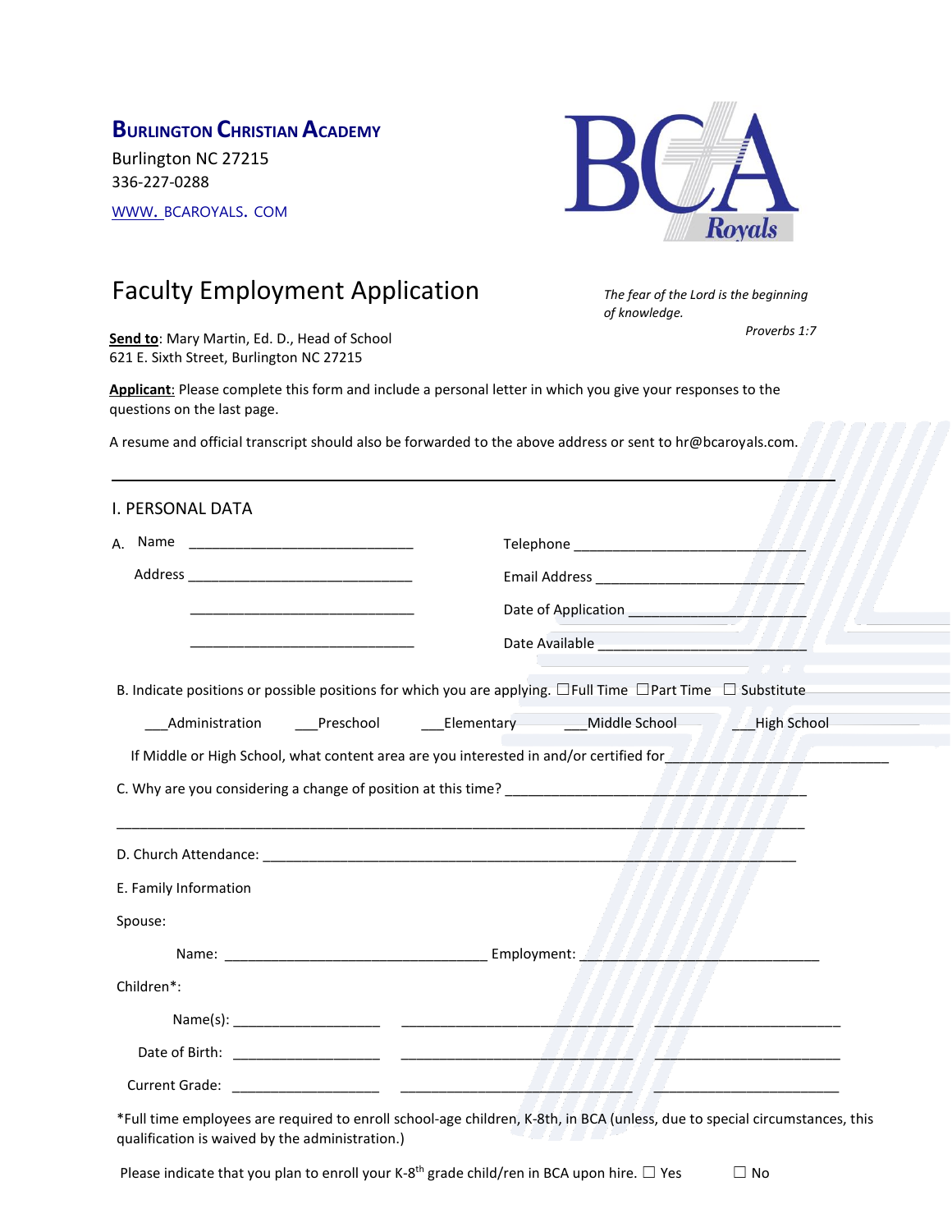# Burlington Christian Academy

Burlington NC 27215

336-227-0288

WWW. BCAROYALS. COM

## Faculty Employment Application

*The fear of the Lord is the beginning of knowledge.*

*Proverbs 1:7*

**Send to**: Mary Martin, Ed. D., Head of School
621 E. Sixth Street, Burlington NC 27215

**Applicant**: Please complete this form and include a personal letter in which you give your responses to the questions on the last page.

A resume and official transcript should also be forwarded to the above address or sent to hr@bcaroyals.com.

---

### I. PERSONAL DATA

A. Name ______________________________ Telephone ______________________________

Address ______________________________ Email Address ______________________________

______________________________ Date of Application ______________________________

______________________________ Date Available ______________________________

B. Indicate positions or possible positions for which you are applying. ☐Full Time ☐Part Time ☐ Substitute

___Administration ___Preschool ___Elementary ___Middle School ___High School

If Middle or High School, what content area are you interested in and/or certified for______________________________

C. Why are you considering a change of position at this time? ______________________________

______________________________________________________________________________

D. Church Attendance: ______________________________________________________________________________

E. Family Information

Spouse:

Name: __________________________________ Employment: ______________________________

Children*:

Name(s): ____________________ ______________________________ ________________________

Date of Birth: ____________________ ______________________________ ________________________

Current Grade: ____________________ ______________________________ ________________________

*Full time employees are required to enroll school-age children, K-8th, in BCA (unless, due to special circumstances, this qualification is waived by the administration.)

Please indicate that you plan to enroll your K-8th grade child/ren in BCA upon hire. ☐ Yes ☐ No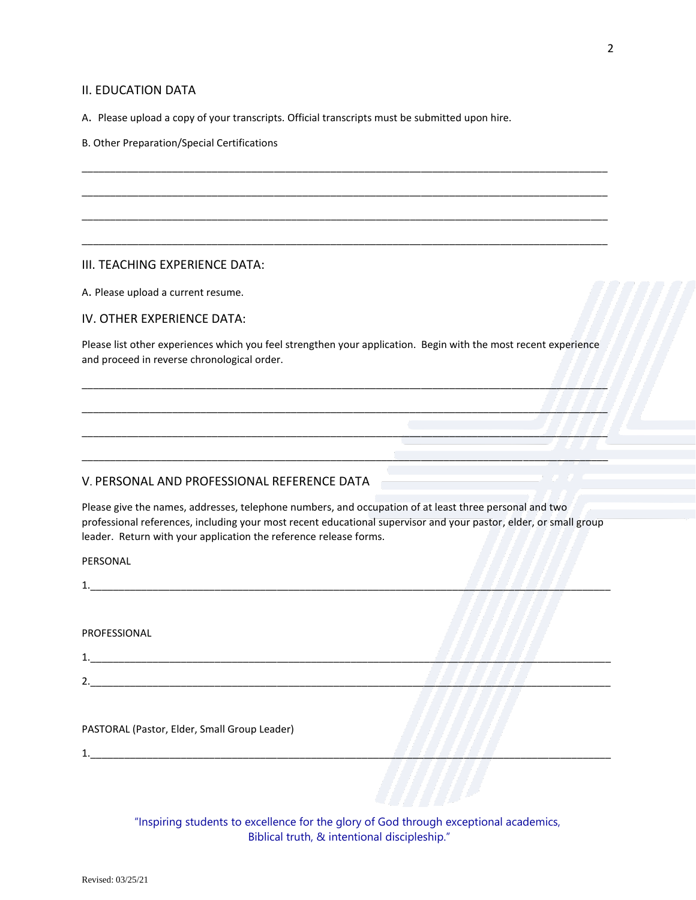## II. EDUCATION DATA

A. Please upload a copy of your transcripts. Official transcripts must be submitted upon hire.

B. Other Preparation/Special Certifications

_______________________________________________________________________________

_______________________________________________________________________________

_______________________________________________________________________________

_______________________________________________________________________________

## III. TEACHING EXPERIENCE DATA:

A. Please upload a current resume.

## IV. OTHER EXPERIENCE DATA:

Please list other experiences which you feel strengthen your application. Begin with the most recent experience and proceed in reverse chronological order.

_______________________________________________________________________________

_______________________________________________________________________________

_______________________________________________________________________________

_______________________________________________________________________________

## V. PERSONAL AND PROFESSIONAL REFERENCE DATA

Please give the names, addresses, telephone numbers, and occupation of at least three personal and two professional references, including your most recent educational supervisor and your pastor, elder, or small group leader. Return with your application the reference release forms.

PERSONAL

1.______________________________________________________________________________

PROFESSIONAL

1.______________________________________________________________________________

2.______________________________________________________________________________

PASTORAL (Pastor, Elder, Small Group Leader)

1.______________________________________________________________________________

"Inspiring students to excellence for the glory of God through exceptional academics, Biblical truth, & intentional discipleship."

Revised: 03/25/21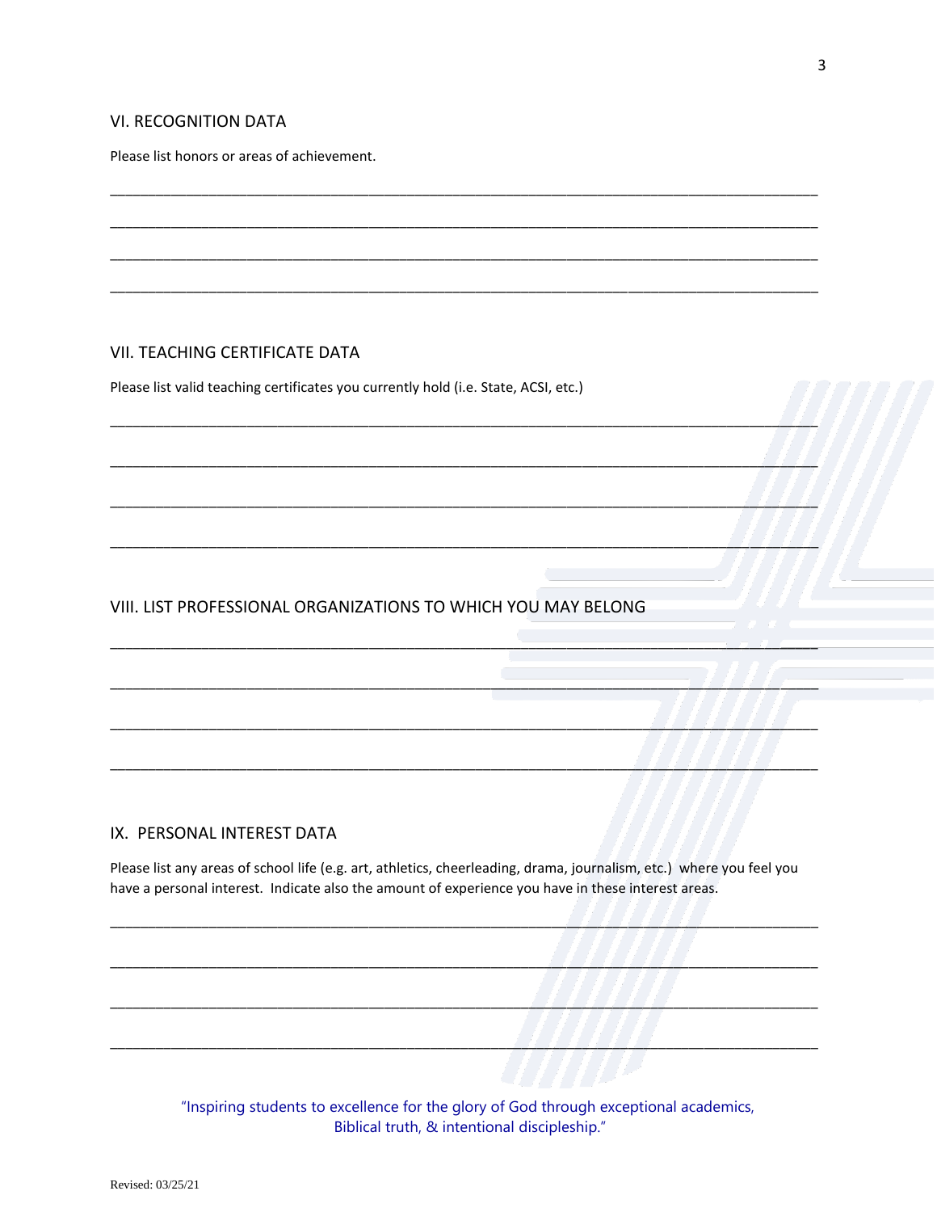## VI. RECOGNITION DATA

Please list honors or areas of achievement.

______________________________________________________________________________

______________________________________________________________________________

______________________________________________________________________________

______________________________________________________________________________

## VII. TEACHING CERTIFICATE DATA

Please list valid teaching certificates you currently hold (i.e. State, ACSI, etc.)

______________________________________________________________________________

______________________________________________________________________________

______________________________________________________________________________

______________________________________________________________________________

## VIII. LIST PROFESSIONAL ORGANIZATIONS TO WHICH YOU MAY BELONG

______________________________________________________________________________

______________________________________________________________________________

______________________________________________________________________________

______________________________________________________________________________

## IX. PERSONAL INTEREST DATA

Please list any areas of school life (e.g. art, athletics, cheerleading, drama, journalism, etc.) where you feel you have a personal interest. Indicate also the amount of experience you have in these interest areas.

______________________________________________________________________________

______________________________________________________________________________

______________________________________________________________________________

______________________________________________________________________________

"Inspiring students to excellence for the glory of God through exceptional academics, Biblical truth, & intentional discipleship."

Revised: 03/25/21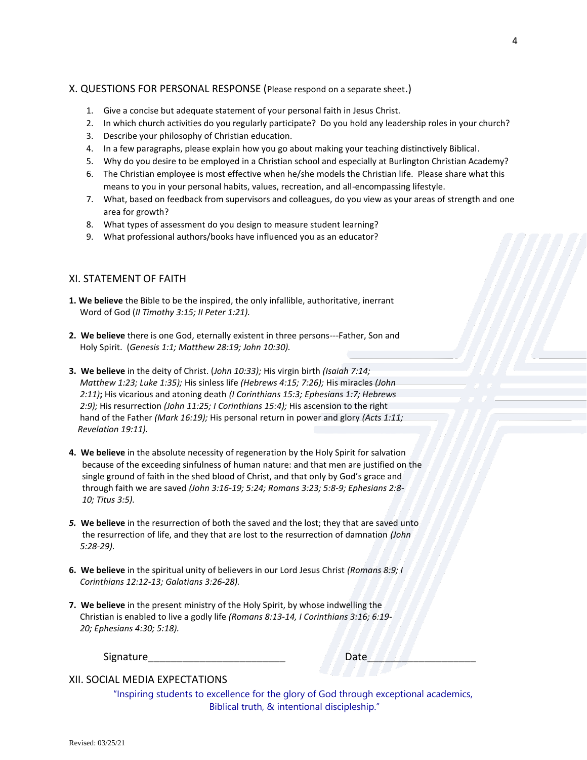## X. QUESTIONS FOR PERSONAL RESPONSE (Please respond on a separate sheet.)

1. Give a concise but adequate statement of your personal faith in Jesus Christ.
2. In which church activities do you regularly participate? Do you hold any leadership roles in your church?
3. Describe your philosophy of Christian education.
4. In a few paragraphs, please explain how you go about making your teaching distinctively Biblical.
5. Why do you desire to be employed in a Christian school and especially at Burlington Christian Academy?
6. The Christian employee is most effective when he/she models the Christian life. Please share what this means to you in your personal habits, values, recreation, and all-encompassing lifestyle.
7. What, based on feedback from supervisors and colleagues, do you view as your areas of strength and one area for growth?
8. What types of assessment do you design to measure student learning?
9. What professional authors/books have influenced you as an educator?

## XI. STATEMENT OF FAITH

**1. We believe** the Bible to be the inspired, the only infallible, authoritative, inerrant Word of God (*II Timothy 3:15; II Peter 1:21).*

**2. We believe** there is one God, eternally existent in three persons---Father, Son and Holy Spirit. (*Genesis 1:1; Matthew 28:19; John 10:30).*

**3. We believe** in the deity of Christ. (*John 10:33);* His virgin birth *(Isaiah 7:14; Matthew 1:23; Luke 1:35);* His sinless life *(Hebrews 4:15; 7:26);* His miracles *(John 2:11)***;** His vicarious and atoning death *(I Corinthians 15:3; Ephesians 1:7; Hebrews 2:9);* His resurrection *(John 11:25; I Corinthians 15:4);* His ascension to the right hand of the Father *(Mark 16:19);* His personal return in power and glory *(Acts 1:11; Revelation 19:11).*

**4. We believe** in the absolute necessity of regeneration by the Holy Spirit for salvation because of the exceeding sinfulness of human nature: and that men are justified on the single ground of faith in the shed blood of Christ, and that only by God's grace and through faith we are saved *(John 3:16-19; 5:24; Romans 3:23; 5:8-9; Ephesians 2:8-10; Titus 3:5).*

***5.* We believe** in the resurrection of both the saved and the lost; they that are saved unto the resurrection of life, and they that are lost to the resurrection of damnation *(John 5:28-29).*

**6. We believe** in the spiritual unity of believers in our Lord Jesus Christ *(Romans 8:9; I Corinthians 12:12-13; Galatians 3:26-28).*

**7. We believe** in the present ministry of the Holy Spirit, by whose indwelling the Christian is enabled to live a godly life *(Romans 8:13-14, I Corinthians 3:16; 6:19-20; Ephesians 4:30; 5:18).*

Signature_________________________ Date___________________

## XII. SOCIAL MEDIA EXPECTATIONS

"Inspiring students to excellence for the glory of God through exceptional academics, Biblical truth, & intentional discipleship."

Revised: 03/25/21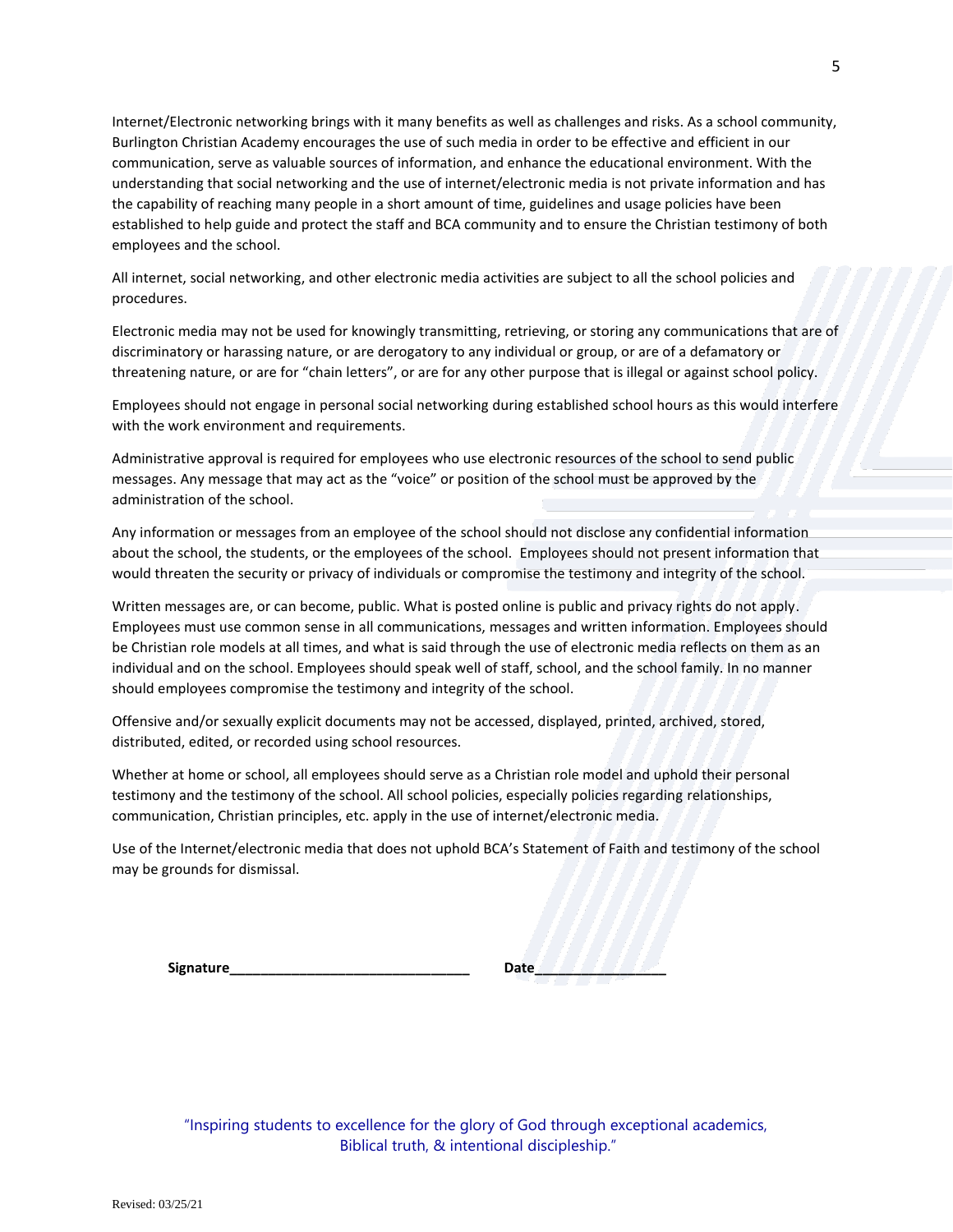Internet/Electronic networking brings with it many benefits as well as challenges and risks. As a school community, Burlington Christian Academy encourages the use of such media in order to be effective and efficient in our communication, serve as valuable sources of information, and enhance the educational environment. With the understanding that social networking and the use of internet/electronic media is not private information and has the capability of reaching many people in a short amount of time, guidelines and usage policies have been established to help guide and protect the staff and BCA community and to ensure the Christian testimony of both employees and the school.

All internet, social networking, and other electronic media activities are subject to all the school policies and procedures.

Electronic media may not be used for knowingly transmitting, retrieving, or storing any communications that are of discriminatory or harassing nature, or are derogatory to any individual or group, or are of a defamatory or threatening nature, or are for "chain letters", or are for any other purpose that is illegal or against school policy.

Employees should not engage in personal social networking during established school hours as this would interfere with the work environment and requirements.

Administrative approval is required for employees who use electronic resources of the school to send public messages. Any message that may act as the "voice" or position of the school must be approved by the administration of the school.

Any information or messages from an employee of the school should not disclose any confidential information about the school, the students, or the employees of the school. Employees should not present information that would threaten the security or privacy of individuals or compromise the testimony and integrity of the school.

Written messages are, or can become, public. What is posted online is public and privacy rights do not apply. Employees must use common sense in all communications, messages and written information. Employees should be Christian role models at all times, and what is said through the use of electronic media reflects on them as an individual and on the school. Employees should speak well of staff, school, and the school family. In no manner should employees compromise the testimony and integrity of the school.

Offensive and/or sexually explicit documents may not be accessed, displayed, printed, archived, stored, distributed, edited, or recorded using school resources.

Whether at home or school, all employees should serve as a Christian role model and uphold their personal testimony and the testimony of the school. All school policies, especially policies regarding relationships, communication, Christian principles, etc. apply in the use of internet/electronic media.

Use of the Internet/electronic media that does not uphold BCA's Statement of Faith and testimony of the school may be grounds for dismissal.

**Signature_______________________________ Date_________________**

"Inspiring students to excellence for the glory of God through exceptional academics, Biblical truth, & intentional discipleship."

Revised: 03/25/21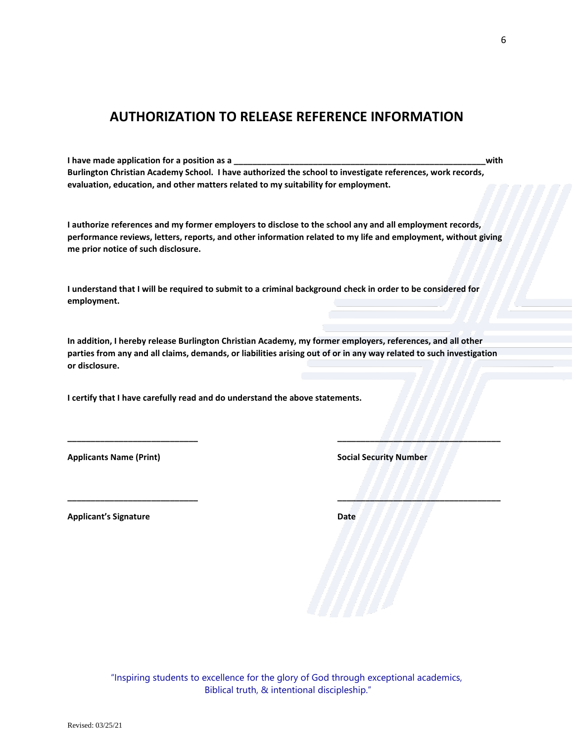# AUTHORIZATION TO RELEASE REFERENCE INFORMATION

**I have made application for a position as a ________________________________________________________with Burlington Christian Academy School. I have authorized the school to investigate references, work records, evaluation, education, and other matters related to my suitability for employment.**

**I authorize references and my former employers to disclose to the school any and all employment records, performance reviews, letters, reports, and other information related to my life and employment, without giving me prior notice of such disclosure.**

**I understand that I will be required to submit to a criminal background check in order to be considered for employment.**

**In addition, I hereby release Burlington Christian Academy, my former employers, references, and all other parties from any and all claims, demands, or liabilities arising out of or in any way related to such investigation or disclosure.**

**I certify that I have carefully read and do understand the above statements.**

____________________________ ____________________________________

**Applicants Name (Print)** **Social Security Number**

____________________________ ____________________________________

**Applicant's Signature** **Date**

"Inspiring students to excellence for the glory of God through exceptional academics, Biblical truth, & intentional discipleship."

Revised: 03/25/21